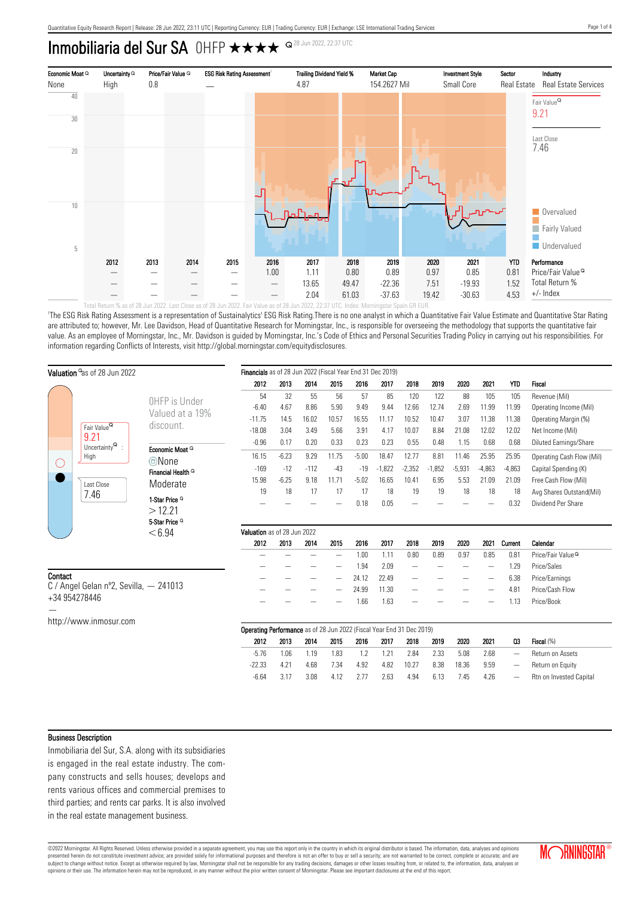# Inmobiliaria del Sur SA OHFP ★★★★

28 Jun 2022, 22:37 UTC

| Economic Moat | Uncertainty | Price/Fair Value | ESG Risk Rating Assessment[1] | Trailing Dividend Yield % | Market Cap | Investment Style | Sector | Industry |
|---|---|---|---|---|---|---|---|---|
| None | High | 0.8 | — | 4.87 | 154.2627 Mil | Small Core | Real Estate | Real Estate Services |

Fair Value: 9.21

Last Close: 7.46

Overvalued / Fairly Valued / Undervalued

| | 2012 | 2013 | 2014 | 2015 | 2016 | 2017 | 2018 | 2019 | 2020 | 2021 | YTD | Performance |
|---|---|---|---|---|---|---|---|---|---|---|---|---|
| | — | — | — | — | 1.00 | 1.11 | 0.80 | 0.89 | 0.97 | 0.85 | 0.81 | Price/Fair Value |
| | — | — | — | — | — | 13.65 | 49.47 | -22.36 | 7.51 | -19.93 | 1.52 | Total Return % |
| | — | — | — | — | — | 2.04 | 61.03 | -37.63 | 19.42 | -30.63 | 4.53 | +/- Index |

Total Return % as of 28 Jun 2022. Last Close as of 28 Jun 2022. Fair Value as of 28 Jun 2022, 22:37 UTC. Index: Morningstar Spain GR EUR.

[1]The ESG Risk Rating Assessment is a representation of Sustainalytics' ESG Risk Rating.There is no one analyst in which a Quantitative Fair Value Estimate and Quantitative Star Rating are attributed to; however, Mr. Lee Davidson, Head of Quantitative Research for Morningstar, Inc., is responsible for overseeing the methodology that supports the quantitative fair value. As an employee of Morningstar, Inc., Mr. Davidson is guided by Morningstar, Inc.'s Code of Ethics and Personal Securities Trading Policy in carrying out his responsibilities. For information regarding Conflicts of Interests, visit http://global.morningstar.com/equitydisclosures.

## Valuation as of 28 Jun 2022

Fair Value: 9.21

Uncertainty: High

Last Close: 7.46

OHFP is Under Valued at a 19% discount.

**Economic Moat**: None

**Financial Health**: Moderate

**1-Star Price**: > 12.21

**5-Star Price**: < 6.94

## Contact

C / Angel Gelan nº2, Sevilla, — 241013

+34 954278446

—

http://www.inmosur.com

## Financials as of 28 Jun 2022 (Fiscal Year End 31 Dec 2019)

| 2012 | 2013 | 2014 | 2015 | 2016 | 2017 | 2018 | 2019 | 2020 | 2021 | YTD | Fiscal |
|---|---|---|---|---|---|---|---|---|---|---|---|
| 54 | 32 | 55 | 56 | 57 | 85 | 120 | 122 | 88 | 105 | 105 | Revenue (Mil) |
| -6.40 | 4.67 | 8.86 | 5.90 | 9.49 | 9.44 | 12.66 | 12.74 | 2.69 | 11.99 | 11.99 | Operating Income (Mil) |
| -11.75 | 14.5 | 16.02 | 10.57 | 16.55 | 11.17 | 10.52 | 10.47 | 3.07 | 11.38 | 11.38 | Operating Margin (%) |
| -18.08 | 3.04 | 3.49 | 5.66 | 3.91 | 4.17 | 10.07 | 8.84 | 21.08 | 12.02 | 12.02 | Net Income (Mil) |
| -0.96 | 0.17 | 0.20 | 0.33 | 0.23 | 0.23 | 0.55 | 0.48 | 1.15 | 0.68 | 0.68 | Diluted Earnings/Share |
| 16.15 | -6.23 | 9.29 | 11.75 | -5.00 | 18.47 | 12.77 | 8.81 | 11.46 | 25.95 | 25.95 | Operating Cash Flow (Mil) |
| -169 | -12 | -112 | -43 | -19 | -1,822 | -2,352 | -1,852 | -5,931 | -4,863 | -4,863 | Capital Spending (K) |
| 15.98 | -6.25 | 9.18 | 11.71 | -5.02 | 16.65 | 10.41 | 6.95 | 5.53 | 21.09 | 21.09 | Free Cash Flow (Mil) |
| 19 | 18 | 17 | 17 | 17 | 18 | 19 | 19 | 18 | 18 | 18 | Avg Shares Outstand(Mil) |
| — | — | — | — | 0.18 | 0.05 | — | — | — | — | 0.32 | Dividend Per Share |

## Valuation as of 28 Jun 2022

| 2012 | 2013 | 2014 | 2015 | 2016 | 2017 | 2018 | 2019 | 2020 | 2021 | Current | Calendar |
|---|---|---|---|---|---|---|---|---|---|---|---|
| — | — | — | — | 1.00 | 1.11 | 0.80 | 0.89 | 0.97 | 0.85 | 0.81 | Price/Fair Value |
| — | — | — | — | 1.94 | 2.09 | — | — | — | — | 1.29 | Price/Sales |
| — | — | — | — | 24.12 | 22.49 | — | — | — | — | 6.38 | Price/Earnings |
| — | — | — | — | 24.99 | 11.30 | — | — | — | — | 4.81 | Price/Cash Flow |
| — | — | — | — | 1.66 | 1.63 | — | — | — | — | 1.13 | Price/Book |

## Operating Performance as of 28 Jun 2022 (Fiscal Year End 31 Dec 2019)

| 2012 | 2013 | 2014 | 2015 | 2016 | 2017 | 2018 | 2019 | 2020 | 2021 | Q3 | Fiscal (%) |
|---|---|---|---|---|---|---|---|---|---|---|---|
| -5.76 | 1.06 | 1.19 | 1.83 | 1.2 | 1.21 | 2.84 | 2.33 | 5.08 | 2.68 | — | Return on Assets |
| -22.33 | 4.21 | 4.68 | 7.34 | 4.92 | 4.82 | 10.27 | 8.38 | 18.36 | 9.59 | — | Return on Equity |
| -6.64 | 3.17 | 3.08 | 4.12 | 2.77 | 2.63 | 4.94 | 6.13 | 7.45 | 4.26 | — | Rtn on Invested Capital |

## Business Description

Inmobiliaria del Sur, S.A. along with its subsidiaries is engaged in the real estate industry. The company constructs and sells houses; develops and rents various offices and commercial premises to third parties; and rents car parks. It is also involved in the real estate management business.

©2022 Morningstar. All Rights Reserved. Unless otherwise provided in a separate agreement, you may use this report only in the country in which its original distributor is based. The information, data, analyses and opinions presented herein do not constitute investment advice; are provided solely for informational purposes and therefore is not an offer to buy or sell a security; are not warranted to be correct, complete or accurate; and are subject to change without notice. Except as otherwise required by law, Morningstar shall not be responsible for any trading decisions, damages or other losses resulting from, or related to, the information, data, analyses or opinions or their use. The information herein may not be reproduced, in any manner without the prior written consent of Morningstar. Please see important disclosures at the end of this report.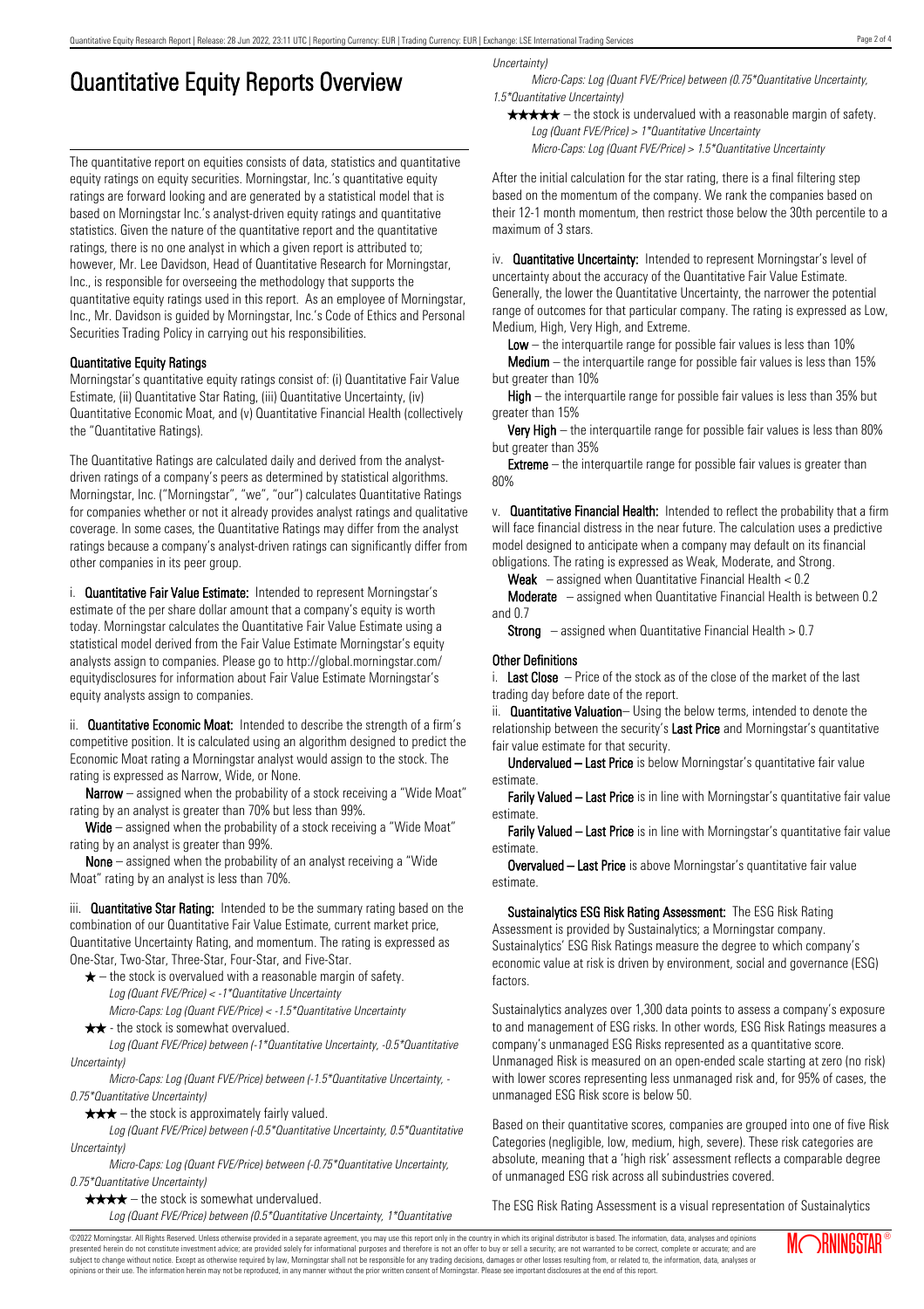# Quantitative Equity Reports Overview

The quantitative report on equities consists of data, statistics and quantitative equity ratings on equity securities. Morningstar, Inc.'s quantitative equity ratings are forward looking and are generated by a statistical model that is based on Morningstar Inc.'s analyst-driven equity ratings and quantitative statistics. Given the nature of the quantitative report and the quantitative ratings, there is no one analyst in which a given report is attributed to; however, Mr. Lee Davidson, Head of Quantitative Research for Morningstar, Inc., is responsible for overseeing the methodology that supports the quantitative equity ratings used in this report. As an employee of Morningstar, Inc., Mr. Davidson is guided by Morningstar, Inc.'s Code of Ethics and Personal Securities Trading Policy in carrying out his responsibilities.

### Quantitative Equity Ratings

Morningstar's quantitative equity ratings consist of: (i) Quantitative Fair Value Estimate, (ii) Quantitative Star Rating, (iii) Quantitative Uncertainty, (iv) Quantitative Economic Moat, and (v) Quantitative Financial Health (collectively the "Quantitative Ratings).

The Quantitative Ratings are calculated daily and derived from the analyst-driven ratings of a company's peers as determined by statistical algorithms. Morningstar, Inc. ("Morningstar", "we", "our") calculates Quantitative Ratings for companies whether or not it already provides analyst ratings and qualitative coverage. In some cases, the Quantitative Ratings may differ from the analyst ratings because a company's analyst-driven ratings can significantly differ from other companies in its peer group.

i. **Quantitative Fair Value Estimate:** Intended to represent Morningstar's estimate of the per share dollar amount that a company's equity is worth today. Morningstar calculates the Quantitative Fair Value Estimate using a statistical model derived from the Fair Value Estimate Morningstar's equity analysts assign to companies. Please go to http://global.morningstar.com/equitydisclosures for information about Fair Value Estimate Morningstar's equity analysts assign to companies.

ii. **Quantitative Economic Moat:** Intended to describe the strength of a firm's competitive position. It is calculated using an algorithm designed to predict the Economic Moat rating a Morningstar analyst would assign to the stock. The rating is expressed as Narrow, Wide, or None.

**Narrow** – assigned when the probability of a stock receiving a "Wide Moat" rating by an analyst is greater than 70% but less than 99%.

**Wide** – assigned when the probability of a stock receiving a "Wide Moat" rating by an analyst is greater than 99%.

**None** – assigned when the probability of an analyst receiving a "Wide Moat" rating by an analyst is less than 70%.

iii. **Quantitative Star Rating:** Intended to be the summary rating based on the combination of our Quantitative Fair Value Estimate, current market price, Quantitative Uncertainty Rating, and momentum. The rating is expressed as One-Star, Two-Star, Three-Star, Four-Star, and Five-Star.

★ – the stock is overvalued with a reasonable margin of safety.
*Log (Quant FVE/Price) < -1*Quantitative Uncertainty*
*Micro-Caps: Log (Quant FVE/Price) < -1.5*Quantitative Uncertainty*

★★ - the stock is somewhat overvalued.
*Log (Quant FVE/Price) between (-1*Quantitative Uncertainty, -0.5*Quantitative Uncertainty)*
*Micro-Caps: Log (Quant FVE/Price) between (-1.5*Quantitative Uncertainty, -0.75*Quantitative Uncertainty)*

★★★ – the stock is approximately fairly valued.
*Log (Quant FVE/Price) between (-0.5*Quantitative Uncertainty, 0.5*Quantitative Uncertainty)*
*Micro-Caps: Log (Quant FVE/Price) between (-0.75*Quantitative Uncertainty, 0.75*Quantitative Uncertainty)*

★★★★ – the stock is somewhat undervalued.
*Log (Quant FVE/Price) between (0.5*Quantitative Uncertainty, 1*Quantitative Uncertainty)*
*Micro-Caps: Log (Quant FVE/Price) between (0.75*Quantitative Uncertainty, 1.5*Quantitative Uncertainty)*

★★★★★ – the stock is undervalued with a reasonable margin of safety.
*Log (Quant FVE/Price) > 1*Quantitative Uncertainty*
*Micro-Caps: Log (Quant FVE/Price) > 1.5*Quantitative Uncertainty*

After the initial calculation for the star rating, there is a final filtering step based on the momentum of the company. We rank the companies based on their 12-1 month momentum, then restrict those below the 30th percentile to a maximum of 3 stars.

iv. **Quantitative Uncertainty:** Intended to represent Morningstar's level of uncertainty about the accuracy of the Quantitative Fair Value Estimate. Generally, the lower the Quantitative Uncertainty, the narrower the potential range of outcomes for that particular company. The rating is expressed as Low, Medium, High, Very High, and Extreme.

**Low** – the interquartile range for possible fair values is less than 10%

**Medium** – the interquartile range for possible fair values is less than 15% but greater than 10%

**High** – the interquartile range for possible fair values is less than 35% but greater than 15%

**Very High** – the interquartile range for possible fair values is less than 80% but greater than 35%

**Extreme** – the interquartile range for possible fair values is greater than 80%

v. **Quantitative Financial Health:** Intended to reflect the probability that a firm will face financial distress in the near future. The calculation uses a predictive model designed to anticipate when a company may default on its financial obligations. The rating is expressed as Weak, Moderate, and Strong.

**Weak** – assigned when Quantitative Financial Health < 0.2

**Moderate** – assigned when Quantitative Financial Health is between 0.2 and 0.7

**Strong** – assigned when Quantitative Financial Health > 0.7

### Other Definitions

i. **Last Close** – Price of the stock as of the close of the market of the last trading day before date of the report.

ii. **Quantitative Valuation**– Using the below terms, intended to denote the relationship between the security's **Last Price** and Morningstar's quantitative fair value estimate for that security.

**Undervalued – Last Price** is below Morningstar's quantitative fair value estimate.

**Farily Valued – Last Price** is in line with Morningstar's quantitative fair value estimate.

**Farily Valued – Last Price** is in line with Morningstar's quantitative fair value estimate.

**Overvalued – Last Price** is above Morningstar's quantitative fair value estimate.

**Sustainalytics ESG Risk Rating Assessment:** The ESG Risk Rating Assessment is provided by Sustainalytics; a Morningstar company. Sustainalytics' ESG Risk Ratings measure the degree to which company's economic value at risk is driven by environment, social and governance (ESG) factors.

Sustainalytics analyzes over 1,300 data points to assess a company's exposure to and management of ESG risks. In other words, ESG Risk Ratings measures a company's unmanaged ESG Risks represented as a quantitative score. Unmanaged Risk is measured on an open-ended scale starting at zero (no risk) with lower scores representing less unmanaged risk and, for 95% of cases, the unmanaged ESG Risk score is below 50.

Based on their quantitative scores, companies are grouped into one of five Risk Categories (negligible, low, medium, high, severe). These risk categories are absolute, meaning that a 'high risk' assessment reflects a comparable degree of unmanaged ESG risk across all subindustries covered.

The ESG Risk Rating Assessment is a visual representation of Sustainalytics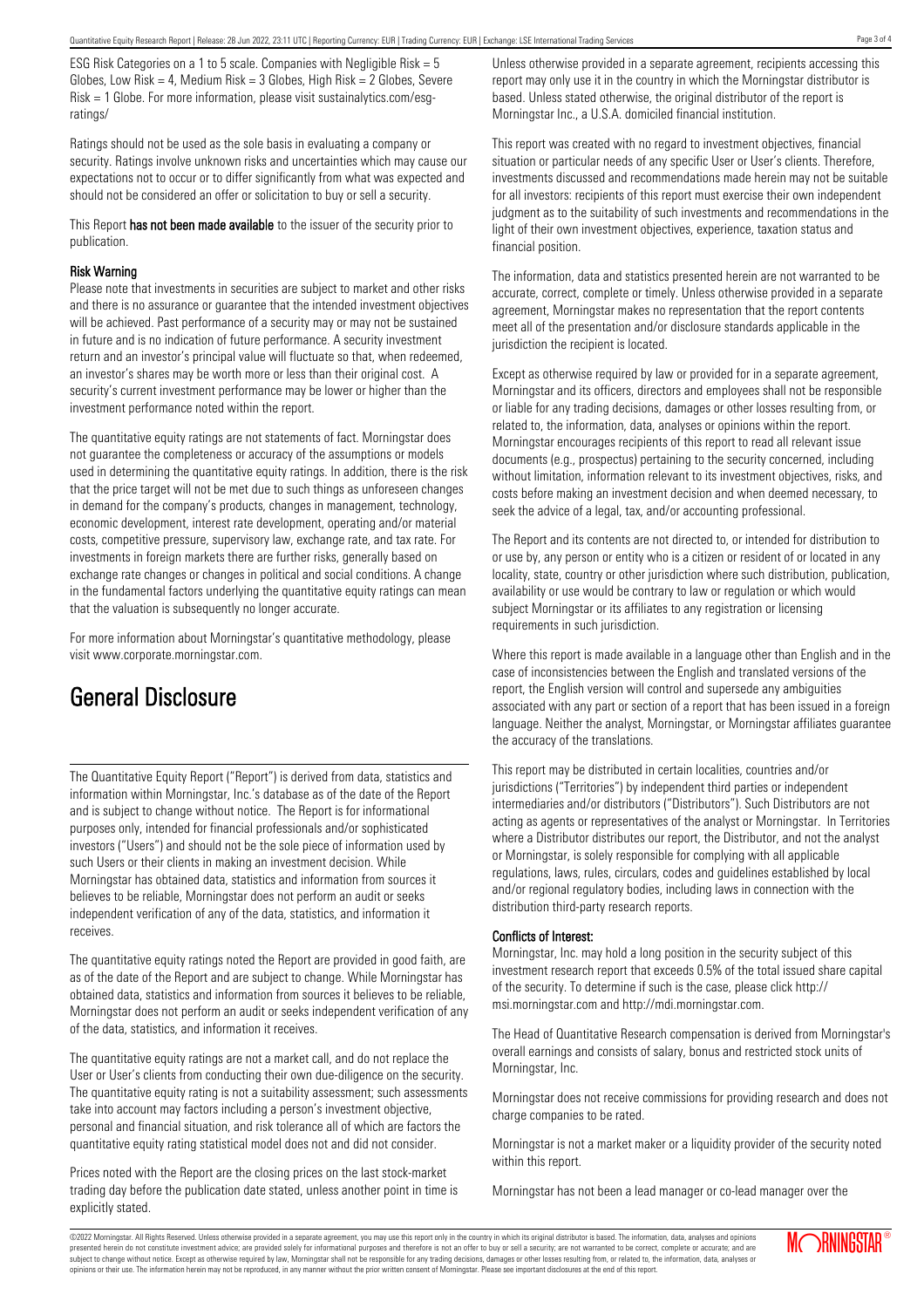ESG Risk Categories on a 1 to 5 scale. Companies with Negligible Risk = 5 Globes, Low Risk = 4, Medium Risk = 3 Globes, High Risk = 2 Globes, Severe Risk = 1 Globe. For more information, please visit sustainalytics.com/esg-ratings/

Ratings should not be used as the sole basis in evaluating a company or security. Ratings involve unknown risks and uncertainties which may cause our expectations not to occur or to differ significantly from what was expected and should not be considered an offer or solicitation to buy or sell a security.

This Report **has not been made available** to the issuer of the security prior to publication.

### Risk Warning

Please note that investments in securities are subject to market and other risks and there is no assurance or guarantee that the intended investment objectives will be achieved. Past performance of a security may or may not be sustained in future and is no indication of future performance. A security investment return and an investor's principal value will fluctuate so that, when redeemed, an investor's shares may be worth more or less than their original cost. A security's current investment performance may be lower or higher than the investment performance noted within the report.

The quantitative equity ratings are not statements of fact. Morningstar does not guarantee the completeness or accuracy of the assumptions or models used in determining the quantitative equity ratings. In addition, there is the risk that the price target will not be met due to such things as unforeseen changes in demand for the company's products, changes in management, technology, economic development, interest rate development, operating and/or material costs, competitive pressure, supervisory law, exchange rate, and tax rate. For investments in foreign markets there are further risks, generally based on exchange rate changes or changes in political and social conditions. A change in the fundamental factors underlying the quantitative equity ratings can mean that the valuation is subsequently no longer accurate.

For more information about Morningstar's quantitative methodology, please visit www.corporate.morningstar.com.

# General Disclosure

The Quantitative Equity Report ("Report") is derived from data, statistics and information within Morningstar, Inc.'s database as of the date of the Report and is subject to change without notice. The Report is for informational purposes only, intended for financial professionals and/or sophisticated investors ("Users") and should not be the sole piece of information used by such Users or their clients in making an investment decision. While Morningstar has obtained data, statistics and information from sources it believes to be reliable, Morningstar does not perform an audit or seeks independent verification of any of the data, statistics, and information it receives.

The quantitative equity ratings noted the Report are provided in good faith, are as of the date of the Report and are subject to change. While Morningstar has obtained data, statistics and information from sources it believes to be reliable, Morningstar does not perform an audit or seeks independent verification of any of the data, statistics, and information it receives.

The quantitative equity ratings are not a market call, and do not replace the User or User's clients from conducting their own due-diligence on the security. The quantitative equity rating is not a suitability assessment; such assessments take into account may factors including a person's investment objective, personal and financial situation, and risk tolerance all of which are factors the quantitative equity rating statistical model does not and did not consider.

Prices noted with the Report are the closing prices on the last stock-market trading day before the publication date stated, unless another point in time is explicitly stated.

Unless otherwise provided in a separate agreement, recipients accessing this report may only use it in the country in which the Morningstar distributor is based. Unless stated otherwise, the original distributor of the report is Morningstar Inc., a U.S.A. domiciled financial institution.

This report was created with no regard to investment objectives, financial situation or particular needs of any specific User or User's clients. Therefore, investments discussed and recommendations made herein may not be suitable for all investors: recipients of this report must exercise their own independent judgment as to the suitability of such investments and recommendations in the light of their own investment objectives, experience, taxation status and financial position.

The information, data and statistics presented herein are not warranted to be accurate, correct, complete or timely. Unless otherwise provided in a separate agreement, Morningstar makes no representation that the report contents meet all of the presentation and/or disclosure standards applicable in the jurisdiction the recipient is located.

Except as otherwise required by law or provided for in a separate agreement, Morningstar and its officers, directors and employees shall not be responsible or liable for any trading decisions, damages or other losses resulting from, or related to, the information, data, analyses or opinions within the report. Morningstar encourages recipients of this report to read all relevant issue documents (e.g., prospectus) pertaining to the security concerned, including without limitation, information relevant to its investment objectives, risks, and costs before making an investment decision and when deemed necessary, to seek the advice of a legal, tax, and/or accounting professional.

The Report and its contents are not directed to, or intended for distribution to or use by, any person or entity who is a citizen or resident of or located in any locality, state, country or other jurisdiction where such distribution, publication, availability or use would be contrary to law or regulation or which would subject Morningstar or its affiliates to any registration or licensing requirements in such jurisdiction.

Where this report is made available in a language other than English and in the case of inconsistencies between the English and translated versions of the report, the English version will control and supersede any ambiguities associated with any part or section of a report that has been issued in a foreign language. Neither the analyst, Morningstar, or Morningstar affiliates guarantee the accuracy of the translations.

This report may be distributed in certain localities, countries and/or jurisdictions ("Territories") by independent third parties or independent intermediaries and/or distributors ("Distributors"). Such Distributors are not acting as agents or representatives of the analyst or Morningstar. In Territories where a Distributor distributes our report, the Distributor, and not the analyst or Morningstar, is solely responsible for complying with all applicable regulations, laws, rules, circulars, codes and guidelines established by local and/or regional regulatory bodies, including laws in connection with the distribution third-party research reports.

### Conflicts of Interest:

Morningstar, Inc. may hold a long position in the security subject of this investment research report that exceeds 0.5% of the total issued share capital of the security. To determine if such is the case, please click http://msi.morningstar.com and http://mdi.morningstar.com.

The Head of Quantitative Research compensation is derived from Morningstar's overall earnings and consists of salary, bonus and restricted stock units of Morningstar, Inc.

Morningstar does not receive commissions for providing research and does not charge companies to be rated.

Morningstar is not a market maker or a liquidity provider of the security noted within this report.

Morningstar has not been a lead manager or co-lead manager over the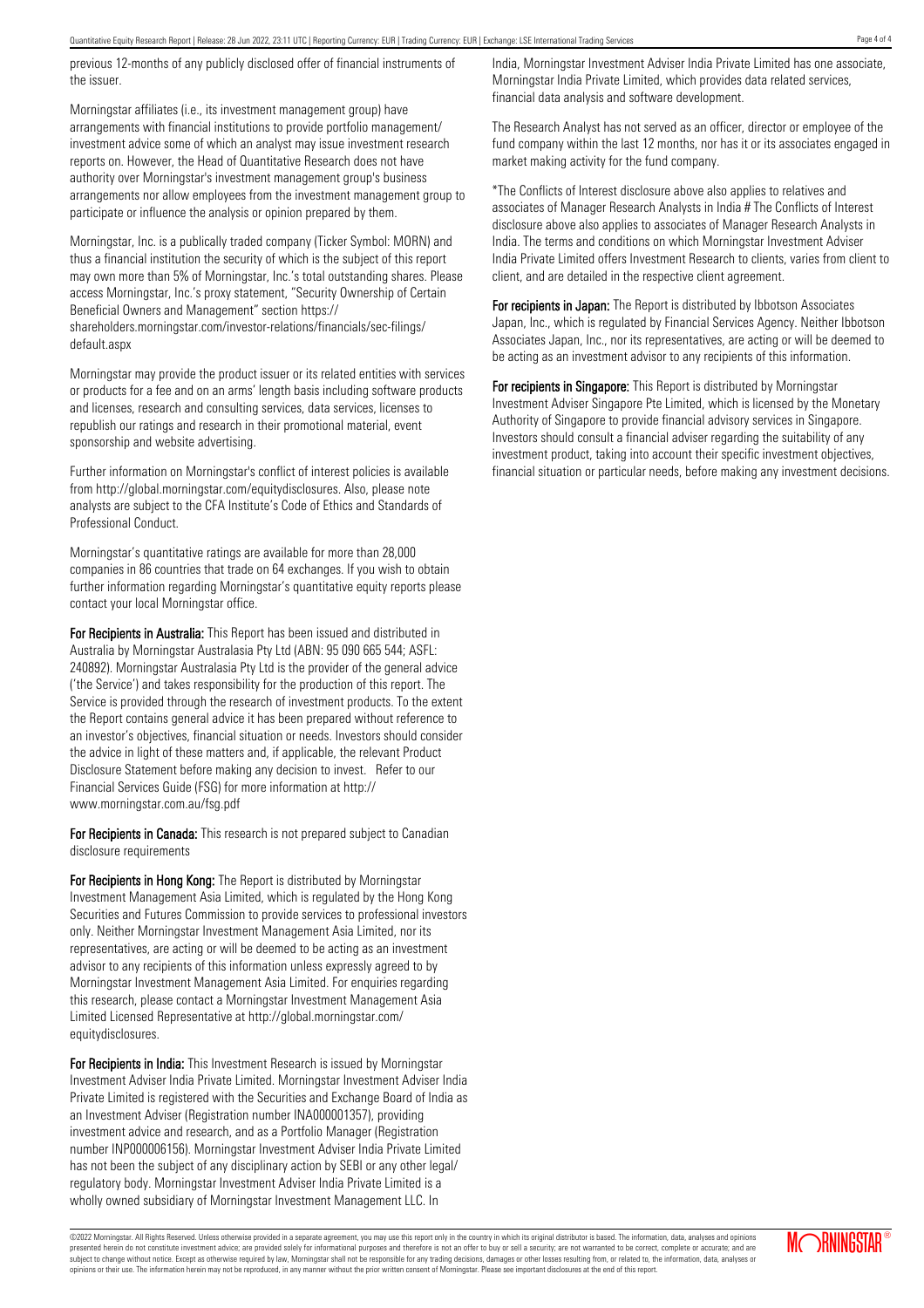previous 12-months of any publicly disclosed offer of financial instruments of the issuer.

Morningstar affiliates (i.e., its investment management group) have arrangements with financial institutions to provide portfolio management/ investment advice some of which an analyst may issue investment research reports on. However, the Head of Quantitative Research does not have authority over Morningstar's investment management group's business arrangements nor allow employees from the investment management group to participate or influence the analysis or opinion prepared by them.

Morningstar, Inc. is a publically traded company (Ticker Symbol: MORN) and thus a financial institution the security of which is the subject of this report may own more than 5% of Morningstar, Inc.'s total outstanding shares. Please access Morningstar, Inc.'s proxy statement, "Security Ownership of Certain Beneficial Owners and Management" section https:// shareholders.morningstar.com/investor-relations/financials/sec-filings/ default.aspx

Morningstar may provide the product issuer or its related entities with services or products for a fee and on an arms' length basis including software products and licenses, research and consulting services, data services, licenses to republish our ratings and research in their promotional material, event sponsorship and website advertising.

Further information on Morningstar's conflict of interest policies is available from http://global.morningstar.com/equitydisclosures. Also, please note analysts are subject to the CFA Institute's Code of Ethics and Standards of Professional Conduct.

Morningstar's quantitative ratings are available for more than 28,000 companies in 86 countries that trade on 64 exchanges. If you wish to obtain further information regarding Morningstar's quantitative equity reports please contact your local Morningstar office.

**For Recipients in Australia:** This Report has been issued and distributed in Australia by Morningstar Australasia Pty Ltd (ABN: 95 090 665 544; ASFL: 240892). Morningstar Australasia Pty Ltd is the provider of the general advice ('the Service') and takes responsibility for the production of this report. The Service is provided through the research of investment products. To the extent the Report contains general advice it has been prepared without reference to an investor's objectives, financial situation or needs. Investors should consider the advice in light of these matters and, if applicable, the relevant Product Disclosure Statement before making any decision to invest. Refer to our Financial Services Guide (FSG) for more information at http:// www.morningstar.com.au/fsg.pdf

**For Recipients in Canada:** This research is not prepared subject to Canadian disclosure requirements

**For Recipients in Hong Kong:** The Report is distributed by Morningstar Investment Management Asia Limited, which is regulated by the Hong Kong Securities and Futures Commission to provide services to professional investors only. Neither Morningstar Investment Management Asia Limited, nor its representatives, are acting or will be deemed to be acting as an investment advisor to any recipients of this information unless expressly agreed to by Morningstar Investment Management Asia Limited. For enquiries regarding this research, please contact a Morningstar Investment Management Asia Limited Licensed Representative at http://global.morningstar.com/ equitydisclosures.

**For Recipients in India:** This Investment Research is issued by Morningstar Investment Adviser India Private Limited. Morningstar Investment Adviser India Private Limited is registered with the Securities and Exchange Board of India as an Investment Adviser (Registration number INA000001357), providing investment advice and research, and as a Portfolio Manager (Registration number INP000006156). Morningstar Investment Adviser India Private Limited has not been the subject of any disciplinary action by SEBI or any other legal/ regulatory body. Morningstar Investment Adviser India Private Limited is a wholly owned subsidiary of Morningstar Investment Management LLC. In India, Morningstar Investment Adviser India Private Limited has one associate, Morningstar India Private Limited, which provides data related services, financial data analysis and software development.

The Research Analyst has not served as an officer, director or employee of the fund company within the last 12 months, nor has it or its associates engaged in market making activity for the fund company.

*The Conflicts of Interest disclosure above also applies to relatives and associates of Manager Research Analysts in India # The Conflicts of Interest disclosure above also applies to associates of Manager Research Analysts in India. The terms and conditions on which Morningstar Investment Adviser India Private Limited offers Investment Research to clients, varies from client to client, and are detailed in the respective client agreement.

**For recipients in Japan:** The Report is distributed by Ibbotson Associates Japan, Inc., which is regulated by Financial Services Agency. Neither Ibbotson Associates Japan, Inc., nor its representatives, are acting or will be deemed to be acting as an investment advisor to any recipients of this information.

**For recipients in Singapore:** This Report is distributed by Morningstar Investment Adviser Singapore Pte Limited, which is licensed by the Monetary Authority of Singapore to provide financial advisory services in Singapore. Investors should consult a financial adviser regarding the suitability of any investment product, taking into account their specific investment objectives, financial situation or particular needs, before making any investment decisions.

©2022 Morningstar. All Rights Reserved. Unless otherwise provided in a separate agreement, you may use this report only in the country in which its original distributor is based. The information, data, analyses and opinions presented herein do not constitute investment advice; are provided solely for informational purposes and therefore is not an offer to buy or sell a security; are not warranted to be correct, complete or accurate; and are subject to change without notice. Except as otherwise required by law, Morningstar shall not be responsible for any trading decisions, damages or other losses resulting from, or related to, the information, data, analyses or opinions or their use. The information herein may not be reproduced, in any manner without the prior written consent of Morningstar. Please see important disclosures at the end of this report.